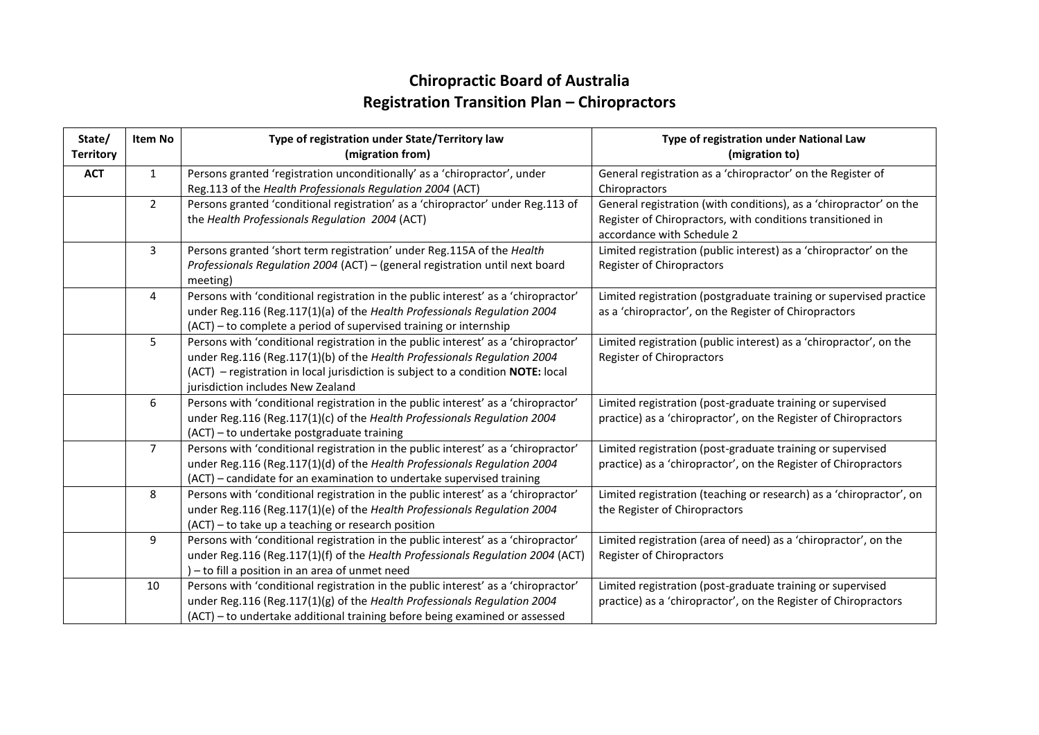# Chiropractic Board of Australia
## Registration Transition Plan – Chiropractors

| State/ Territory | Item No | Type of registration under State/Territory law (migration from) | Type of registration under National Law (migration to) |
|---|---|---|---|
| **ACT** | 1 | Persons granted 'registration unconditionally' as a 'chiropractor', under Reg.113 of the *Health Professionals Regulation 2004* (ACT) | General registration as a 'chiropractor' on the Register of Chiropractors |
| | 2 | Persons granted 'conditional registration' as a 'chiropractor' under Reg.113 of the *Health Professionals Regulation 2004* (ACT) | General registration (with conditions), as a 'chiropractor' on the Register of Chiropractors, with conditions transitioned in accordance with Schedule 2 |
| | 3 | Persons granted 'short term registration' under Reg.115A of the *Health Professionals Regulation 2004* (ACT) – (general registration until next board meeting) | Limited registration (public interest) as a 'chiropractor' on the Register of Chiropractors |
| | 4 | Persons with 'conditional registration in the public interest' as a 'chiropractor' under Reg.116 (Reg.117(1)(a) of the *Health Professionals Regulation 2004* (ACT) – to complete a period of supervised training or internship | Limited registration (postgraduate training or supervised practice as a 'chiropractor', on the Register of Chiropractors |
| | 5 | Persons with 'conditional registration in the public interest' as a 'chiropractor' under Reg.116 (Reg.117(1)(b) of the *Health Professionals Regulation 2004* (ACT) – registration in local jurisdiction is subject to a condition **NOTE:** local jurisdiction includes New Zealand | Limited registration (public interest) as a 'chiropractor', on the Register of Chiropractors |
| | 6 | Persons with 'conditional registration in the public interest' as a 'chiropractor' under Reg.116 (Reg.117(1)(c) of the *Health Professionals Regulation 2004* (ACT) – to undertake postgraduate training | Limited registration (post-graduate training or supervised practice) as a 'chiropractor', on the Register of Chiropractors |
| | 7 | Persons with 'conditional registration in the public interest' as a 'chiropractor' under Reg.116 (Reg.117(1)(d) of the *Health Professionals Regulation 2004* (ACT) – candidate for an examination to undertake supervised training | Limited registration (post-graduate training or supervised practice) as a 'chiropractor', on the Register of Chiropractors |
| | 8 | Persons with 'conditional registration in the public interest' as a 'chiropractor' under Reg.116 (Reg.117(1)(e) of the *Health Professionals Regulation 2004* (ACT) – to take up a teaching or research position | Limited registration (teaching or research) as a 'chiropractor', on the Register of Chiropractors |
| | 9 | Persons with 'conditional registration in the public interest' as a 'chiropractor' under Reg.116 (Reg.117(1)(f) of the *Health Professionals Regulation 2004* (ACT) ) – to fill a position in an area of unmet need | Limited registration (area of need) as a 'chiropractor', on the Register of Chiropractors |
| | 10 | Persons with 'conditional registration in the public interest' as a 'chiropractor' under Reg.116 (Reg.117(1)(g) of the *Health Professionals Regulation 2004* (ACT) – to undertake additional training before being examined or assessed | Limited registration (post-graduate training or supervised practice) as a 'chiropractor', on the Register of Chiropractors |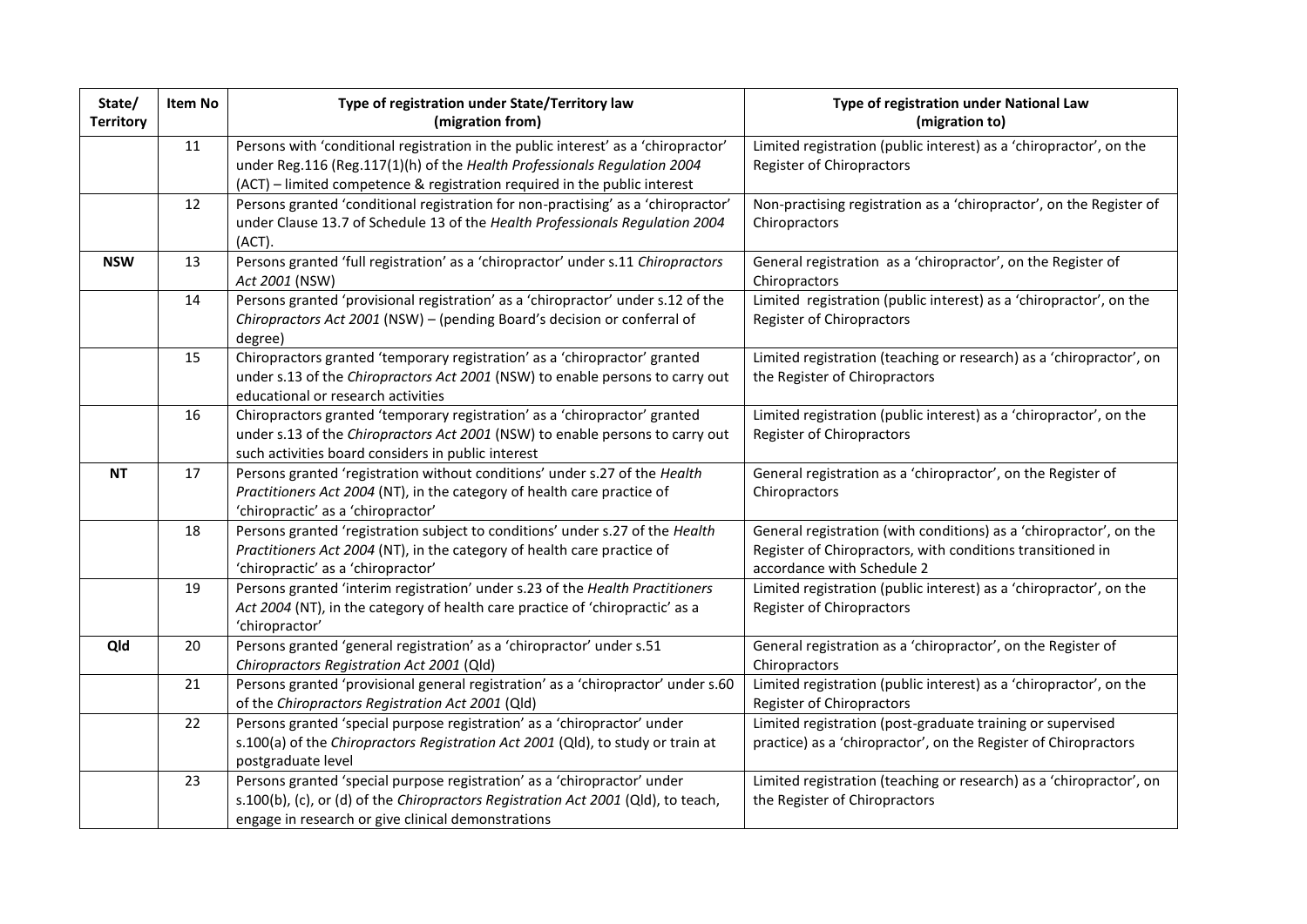| State/ Territory | Item No | Type of registration under State/Territory law (migration from) | Type of registration under National Law (migration to) |
|---|---|---|---|
| | 11 | Persons with 'conditional registration in the public interest' as a 'chiropractor' under Reg.116 (Reg.117(1)(h) of the *Health Professionals Regulation 2004* (ACT) – limited competence & registration required in the public interest | Limited registration (public interest) as a 'chiropractor', on the Register of Chiropractors |
| | 12 | Persons granted 'conditional registration for non-practising' as a 'chiropractor' under Clause 13.7 of Schedule 13 of the *Health Professionals Regulation 2004* (ACT). | Non-practising registration as a 'chiropractor', on the Register of Chiropractors |
| **NSW** | 13 | Persons granted 'full registration' as a 'chiropractor' under s.11 *Chiropractors Act 2001* (NSW) | General registration as a 'chiropractor', on the Register of Chiropractors |
| | 14 | Persons granted 'provisional registration' as a 'chiropractor' under s.12 of the *Chiropractors Act 2001* (NSW) – (pending Board's decision or conferral of degree) | Limited registration (public interest) as a 'chiropractor', on the Register of Chiropractors |
| | 15 | Chiropractors granted 'temporary registration' as a 'chiropractor' granted under s.13 of the *Chiropractors Act 2001* (NSW) to enable persons to carry out educational or research activities | Limited registration (teaching or research) as a 'chiropractor', on the Register of Chiropractors |
| | 16 | Chiropractors granted 'temporary registration' as a 'chiropractor' granted under s.13 of the *Chiropractors Act 2001* (NSW) to enable persons to carry out such activities board considers in public interest | Limited registration (public interest) as a 'chiropractor', on the Register of Chiropractors |
| **NT** | 17 | Persons granted 'registration without conditions' under s.27 of the *Health Practitioners Act 2004* (NT), in the category of health care practice of 'chiropractic' as a 'chiropractor' | General registration as a 'chiropractor', on the Register of Chiropractors |
| | 18 | Persons granted 'registration subject to conditions' under s.27 of the *Health Practitioners Act 2004* (NT), in the category of health care practice of 'chiropractic' as a 'chiropractor' | General registration (with conditions) as a 'chiropractor', on the Register of Chiropractors, with conditions transitioned in accordance with Schedule 2 |
| | 19 | Persons granted 'interim registration' under s.23 of the *Health Practitioners Act 2004* (NT), in the category of health care practice of 'chiropractic' as a 'chiropractor' | Limited registration (public interest) as a 'chiropractor', on the Register of Chiropractors |
| **Qld** | 20 | Persons granted 'general registration' as a 'chiropractor' under s.51 *Chiropractors Registration Act 2001* (Qld) | General registration as a 'chiropractor', on the Register of Chiropractors |
| | 21 | Persons granted 'provisional general registration' as a 'chiropractor' under s.60 of the *Chiropractors Registration Act 2001* (Qld) | Limited registration (public interest) as a 'chiropractor', on the Register of Chiropractors |
| | 22 | Persons granted 'special purpose registration' as a 'chiropractor' under s.100(a) of the *Chiropractors Registration Act 2001* (Qld), to study or train at postgraduate level | Limited registration (post-graduate training or supervised practice) as a 'chiropractor', on the Register of Chiropractors |
| | 23 | Persons granted 'special purpose registration' as a 'chiropractor' under s.100(b), (c), or (d) of the *Chiropractors Registration Act 2001* (Qld), to teach, engage in research or give clinical demonstrations | Limited registration (teaching or research) as a 'chiropractor', on the Register of Chiropractors |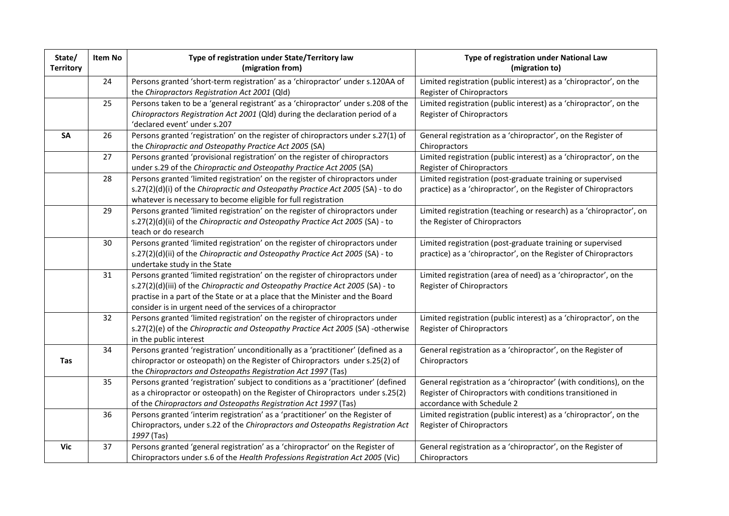| State/ Territory | Item No | Type of registration under State/Territory law (migration from) | Type of registration under National Law (migration to) |
|---|---|---|---|
| | 24 | Persons granted 'short-term registration' as a 'chiropractor' under s.120AA of the *Chiropractors Registration Act 2001* (Qld) | Limited registration (public interest) as a 'chiropractor', on the Register of Chiropractors |
| | 25 | Persons taken to be a 'general registrant' as a 'chiropractor' under s.208 of the *Chiropractors Registration Act 2001* (Qld) during the declaration period of a 'declared event' under s.207 | Limited registration (public interest) as a 'chiropractor', on the Register of Chiropractors |
| **SA** | 26 | Persons granted 'registration' on the register of chiropractors under s.27(1) of the *Chiropractic and Osteopathy Practice Act 2005* (SA) | General registration as a 'chiropractor', on the Register of Chiropractors |
| | 27 | Persons granted 'provisional registration' on the register of chiropractors under s.29 of the *Chiropractic and Osteopathy Practice Act 2005* (SA) | Limited registration (public interest) as a 'chiropractor', on the Register of Chiropractors |
| | 28 | Persons granted 'limited registration' on the register of chiropractors under s.27(2)(d)(i) of the *Chiropractic and Osteopathy Practice Act 2005* (SA) - to do whatever is necessary to become eligible for full registration | Limited registration (post-graduate training or supervised practice) as a 'chiropractor', on the Register of Chiropractors |
| | 29 | Persons granted 'limited registration' on the register of chiropractors under s.27(2)(d)(ii) of the *Chiropractic and Osteopathy Practice Act 2005* (SA) - to teach or do research | Limited registration (teaching or research) as a 'chiropractor', on the Register of Chiropractors |
| | 30 | Persons granted 'limited registration' on the register of chiropractors under s.27(2)(d)(ii) of the *Chiropractic and Osteopathy Practice Act 2005* (SA) - to undertake study in the State | Limited registration (post-graduate training or supervised practice) as a 'chiropractor', on the Register of Chiropractors |
| | 31 | Persons granted 'limited registration' on the register of chiropractors under s.27(2)(d)(iii) of the *Chiropractic and Osteopathy Practice Act 2005* (SA) - to practise in a part of the State or at a place that the Minister and the Board consider is in urgent need of the services of a chiropractor | Limited registration (area of need) as a 'chiropractor', on the Register of Chiropractors |
| | 32 | Persons granted 'limited registration' on the register of chiropractors under s.27(2)(e) of the *Chiropractic and Osteopathy Practice Act 2005* (SA) -otherwise in the public interest | Limited registration (public interest) as a 'chiropractor', on the Register of Chiropractors |
| **Tas** | 34 | Persons granted 'registration' unconditionally as a 'practitioner' (defined as a chiropractor or osteopath) on the Register of Chiropractors under s.25(2) of the *Chiropractors and Osteopaths Registration Act 1997* (Tas) | General registration as a 'chiropractor', on the Register of Chiropractors |
| | 35 | Persons granted 'registration' subject to conditions as a 'practitioner' (defined as a chiropractor or osteopath) on the Register of Chiropractors under s.25(2) of the *Chiropractors and Osteopaths Registration Act 1997* (Tas) | General registration as a 'chiropractor' (with conditions), on the Register of Chiropractors with conditions transitioned in accordance with Schedule 2 |
| | 36 | Persons granted 'interim registration' as a 'practitioner' on the Register of Chiropractors, under s.22 of the *Chiropractors and Osteopaths Registration Act 1997* (Tas) | Limited registration (public interest) as a 'chiropractor', on the Register of Chiropractors |
| **Vic** | 37 | Persons granted 'general registration' as a 'chiropractor' on the Register of Chiropractors under s.6 of the *Health Professions Registration Act 2005* (Vic) | General registration as a 'chiropractor', on the Register of Chiropractors |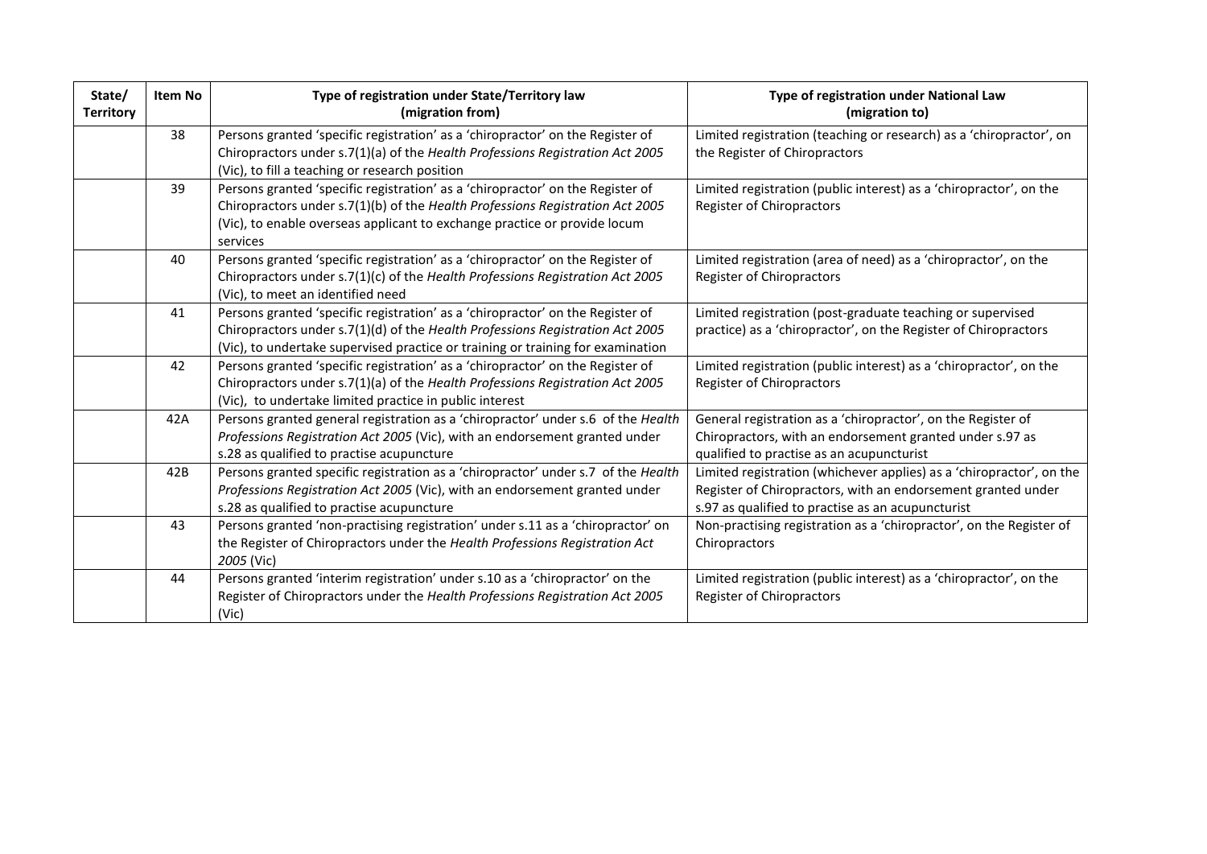| State/ Territory | Item No | Type of registration under State/Territory law (migration from) | Type of registration under National Law (migration to) |
|---|---|---|---|
| | 38 | Persons granted 'specific registration' as a 'chiropractor' on the Register of Chiropractors under s.7(1)(a) of the *Health Professions Registration Act 2005* (Vic), to fill a teaching or research position | Limited registration (teaching or research) as a 'chiropractor', on the Register of Chiropractors |
| | 39 | Persons granted 'specific registration' as a 'chiropractor' on the Register of Chiropractors under s.7(1)(b) of the *Health Professions Registration Act 2005* (Vic), to enable overseas applicant to exchange practice or provide locum services | Limited registration (public interest) as a 'chiropractor', on the Register of Chiropractors |
| | 40 | Persons granted 'specific registration' as a 'chiropractor' on the Register of Chiropractors under s.7(1)(c) of the *Health Professions Registration Act 2005* (Vic), to meet an identified need | Limited registration (area of need) as a 'chiropractor', on the Register of Chiropractors |
| | 41 | Persons granted 'specific registration' as a 'chiropractor' on the Register of Chiropractors under s.7(1)(d) of the *Health Professions Registration Act 2005* (Vic), to undertake supervised practice or training or training for examination | Limited registration (post-graduate teaching or supervised practice) as a 'chiropractor', on the Register of Chiropractors |
| | 42 | Persons granted 'specific registration' as a 'chiropractor' on the Register of Chiropractors under s.7(1)(a) of the *Health Professions Registration Act 2005* (Vic), to undertake limited practice in public interest | Limited registration (public interest) as a 'chiropractor', on the Register of Chiropractors |
| | 42A | Persons granted general registration as a 'chiropractor' under s.6 of the *Health Professions Registration Act 2005* (Vic), with an endorsement granted under s.28 as qualified to practise acupuncture | General registration as a 'chiropractor', on the Register of Chiropractors, with an endorsement granted under s.97 as qualified to practise as an acupuncturist |
| | 42B | Persons granted specific registration as a 'chiropractor' under s.7 of the *Health Professions Registration Act 2005* (Vic), with an endorsement granted under s.28 as qualified to practise acupuncture | Limited registration (whichever applies) as a 'chiropractor', on the Register of Chiropractors, with an endorsement granted under s.97 as qualified to practise as an acupuncturist |
| | 43 | Persons granted 'non-practising registration' under s.11 as a 'chiropractor' on the Register of Chiropractors under the *Health Professions Registration Act 2005* (Vic) | Non-practising registration as a 'chiropractor', on the Register of Chiropractors |
| | 44 | Persons granted 'interim registration' under s.10 as a 'chiropractor' on the Register of Chiropractors under the *Health Professions Registration Act 2005* (Vic) | Limited registration (public interest) as a 'chiropractor', on the Register of Chiropractors |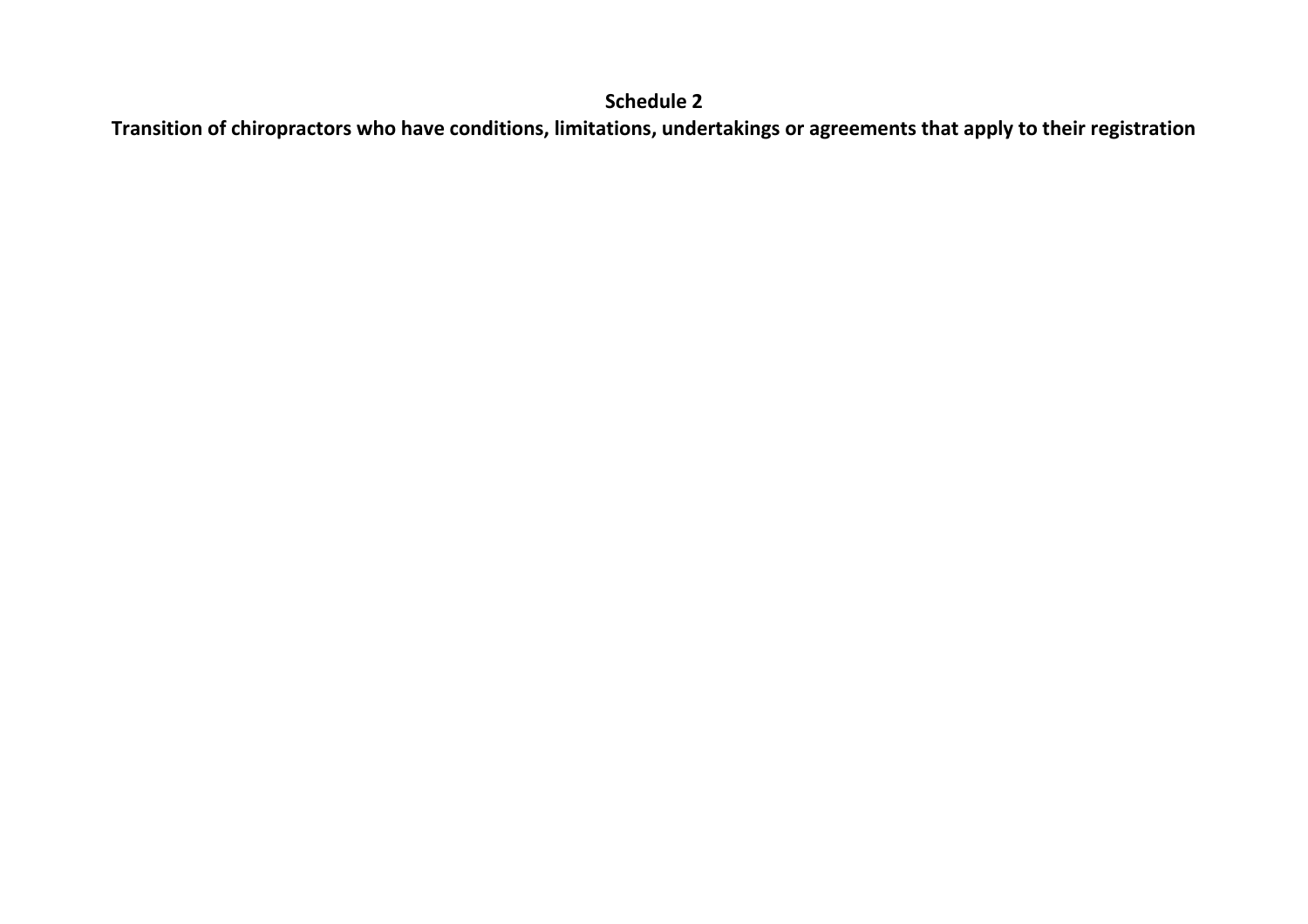**Schedule 2**

**Transition of chiropractors who have conditions, limitations, undertakings or agreements that apply to their registration**